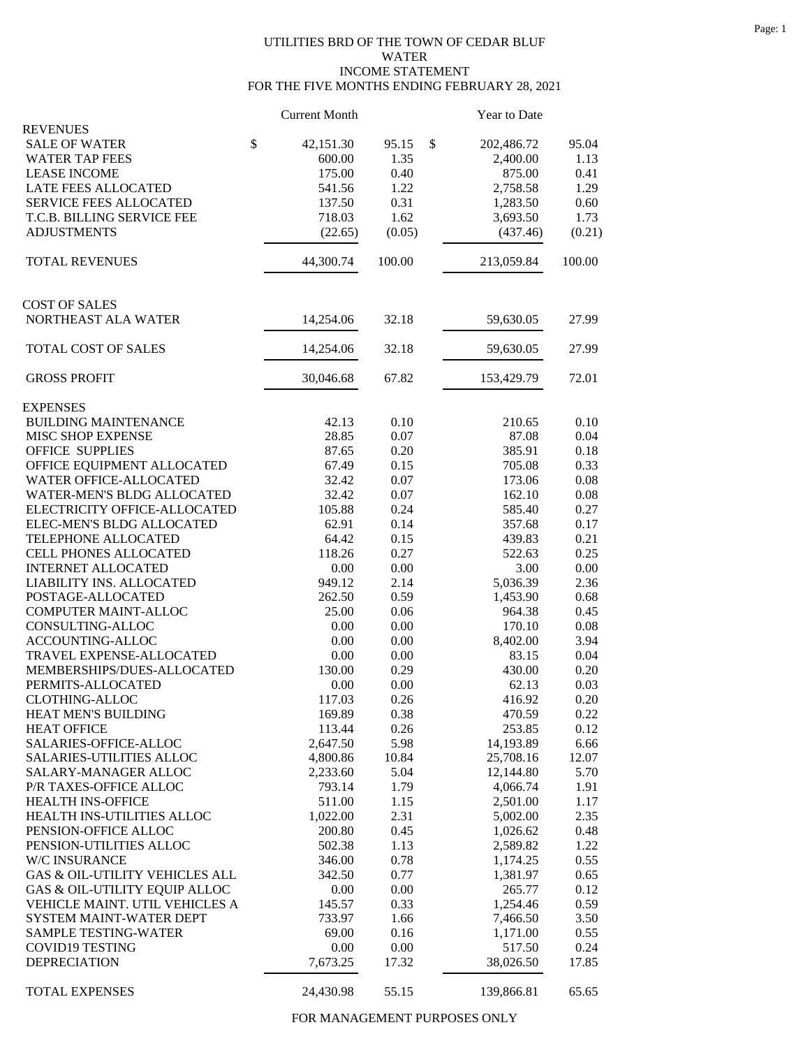UTILITIES BRD OF THE TOWN OF CEDAR BLUF
WATER
INCOME STATEMENT
FOR THE FIVE MONTHS ENDING FEBRUARY 28, 2021

| | Current Month | | Year to Date | |
|---|---|---|---|---|
| **REVENUES** | | | | |
| SALE OF WATER | $ 42,151.30 | 95.15 | $ 202,486.72 | 95.04 |
| WATER TAP FEES | 600.00 | 1.35 | 2,400.00 | 1.13 |
| LEASE INCOME | 175.00 | 0.40 | 875.00 | 0.41 |
| LATE FEES ALLOCATED | 541.56 | 1.22 | 2,758.58 | 1.29 |
| SERVICE FEES ALLOCATED | 137.50 | 0.31 | 1,283.50 | 0.60 |
| T.C.B. BILLING SERVICE FEE | 718.03 | 1.62 | 3,693.50 | 1.73 |
| ADJUSTMENTS | (22.65) | (0.05) | (437.46) | (0.21) |
| TOTAL REVENUES | 44,300.74 | 100.00 | 213,059.84 | 100.00 |
| **COST OF SALES** | | | | |
| NORTHEAST ALA WATER | 14,254.06 | 32.18 | 59,630.05 | 27.99 |
| TOTAL COST OF SALES | 14,254.06 | 32.18 | 59,630.05 | 27.99 |
| GROSS PROFIT | 30,046.68 | 67.82 | 153,429.79 | 72.01 |
| **EXPENSES** | | | | |
| BUILDING MAINTENANCE | 42.13 | 0.10 | 210.65 | 0.10 |
| MISC SHOP EXPENSE | 28.85 | 0.07 | 87.08 | 0.04 |
| OFFICE SUPPLIES | 87.65 | 0.20 | 385.91 | 0.18 |
| OFFICE EQUIPMENT ALLOCATED | 67.49 | 0.15 | 705.08 | 0.33 |
| WATER OFFICE-ALLOCATED | 32.42 | 0.07 | 173.06 | 0.08 |
| WATER-MEN'S BLDG ALLOCATED | 32.42 | 0.07 | 162.10 | 0.08 |
| ELECTRICITY OFFICE-ALLOCATED | 105.88 | 0.24 | 585.40 | 0.27 |
| ELEC-MEN'S BLDG ALLOCATED | 62.91 | 0.14 | 357.68 | 0.17 |
| TELEPHONE ALLOCATED | 64.42 | 0.15 | 439.83 | 0.21 |
| CELL PHONES ALLOCATED | 118.26 | 0.27 | 522.63 | 0.25 |
| INTERNET ALLOCATED | 0.00 | 0.00 | 3.00 | 0.00 |
| LIABILITY INS. ALLOCATED | 949.12 | 2.14 | 5,036.39 | 2.36 |
| POSTAGE-ALLOCATED | 262.50 | 0.59 | 1,453.90 | 0.68 |
| COMPUTER MAINT-ALLOC | 25.00 | 0.06 | 964.38 | 0.45 |
| CONSULTING-ALLOC | 0.00 | 0.00 | 170.10 | 0.08 |
| ACCOUNTING-ALLOC | 0.00 | 0.00 | 8,402.00 | 3.94 |
| TRAVEL EXPENSE-ALLOCATED | 0.00 | 0.00 | 83.15 | 0.04 |
| MEMBERSHIPS/DUES-ALLOCATED | 130.00 | 0.29 | 430.00 | 0.20 |
| PERMITS-ALLOCATED | 0.00 | 0.00 | 62.13 | 0.03 |
| CLOTHING-ALLOC | 117.03 | 0.26 | 416.92 | 0.20 |
| HEAT MEN'S BUILDING | 169.89 | 0.38 | 470.59 | 0.22 |
| HEAT OFFICE | 113.44 | 0.26 | 253.85 | 0.12 |
| SALARIES-OFFICE-ALLOC | 2,647.50 | 5.98 | 14,193.89 | 6.66 |
| SALARIES-UTILITIES ALLOC | 4,800.86 | 10.84 | 25,708.16 | 12.07 |
| SALARY-MANAGER ALLOC | 2,233.60 | 5.04 | 12,144.80 | 5.70 |
| P/R TAXES-OFFICE ALLOC | 793.14 | 1.79 | 4,066.74 | 1.91 |
| HEALTH INS-OFFICE | 511.00 | 1.15 | 2,501.00 | 1.17 |
| HEALTH INS-UTILITIES ALLOC | 1,022.00 | 2.31 | 5,002.00 | 2.35 |
| PENSION-OFFICE ALLOC | 200.80 | 0.45 | 1,026.62 | 0.48 |
| PENSION-UTILITIES ALLOC | 502.38 | 1.13 | 2,589.82 | 1.22 |
| W/C INSURANCE | 346.00 | 0.78 | 1,174.25 | 0.55 |
| GAS & OIL-UTILITY VEHICLES ALL | 342.50 | 0.77 | 1,381.97 | 0.65 |
| GAS & OIL-UTILITY EQUIP ALLOC | 0.00 | 0.00 | 265.77 | 0.12 |
| VEHICLE MAINT. UTIL VEHICLES A | 145.57 | 0.33 | 1,254.46 | 0.59 |
| SYSTEM MAINT-WATER DEPT | 733.97 | 1.66 | 7,466.50 | 3.50 |
| SAMPLE TESTING-WATER | 69.00 | 0.16 | 1,171.00 | 0.55 |
| COVID19 TESTING | 0.00 | 0.00 | 517.50 | 0.24 |
| DEPRECIATION | 7,673.25 | 17.32 | 38,026.50 | 17.85 |
| TOTAL EXPENSES | 24,430.98 | 55.15 | 139,866.81 | 65.65 |

FOR MANAGEMENT PURPOSES ONLY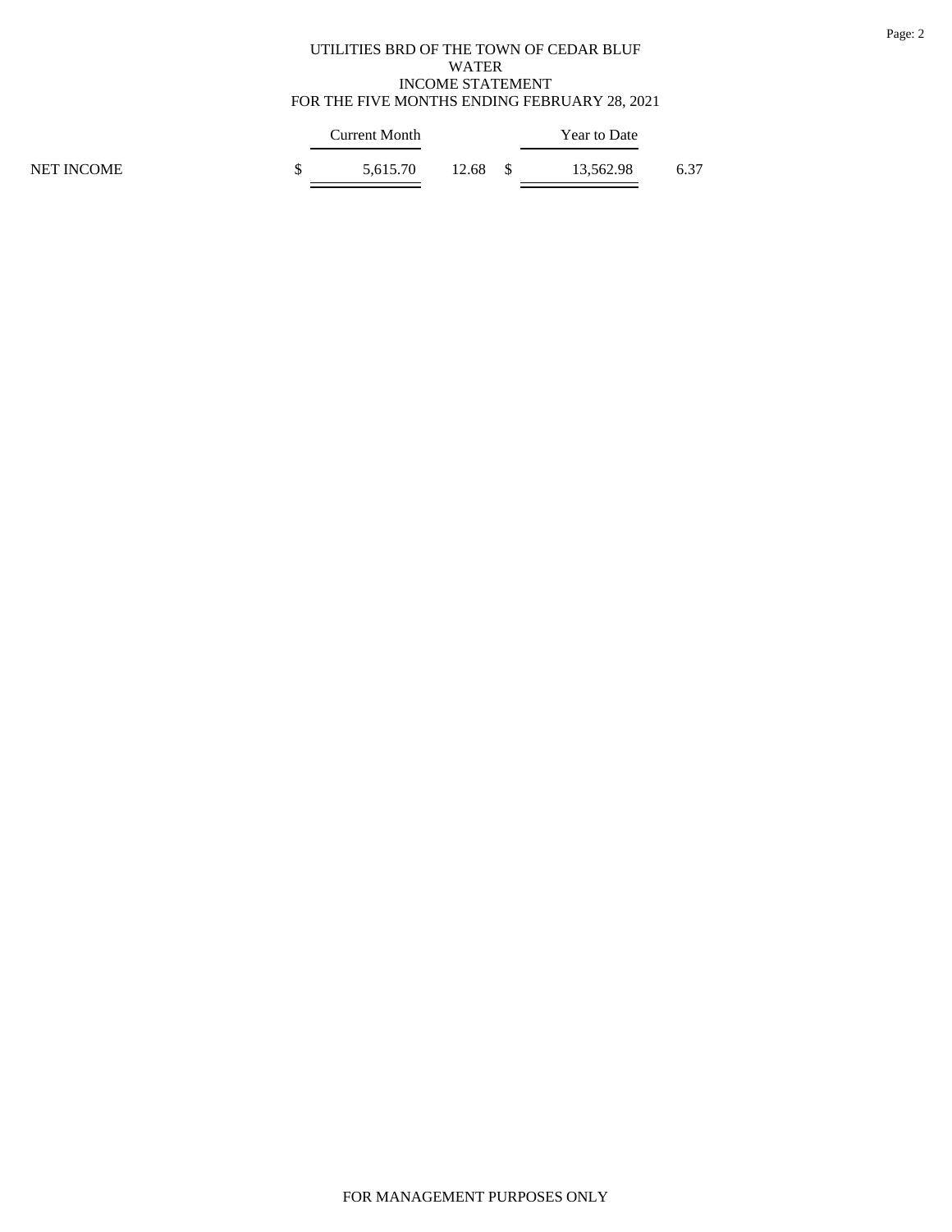UTILITIES BRD OF THE TOWN OF CEDAR BLUF
WATER
INCOME STATEMENT
FOR THE FIVE MONTHS ENDING FEBRUARY 28, 2021

| | Current Month | | Year to Date | |
|---|---|---|---|---|
| NET INCOME | $ 5,615.70 | 12.68 | $ 13,562.98 | 6.37 |

FOR MANAGEMENT PURPOSES ONLY